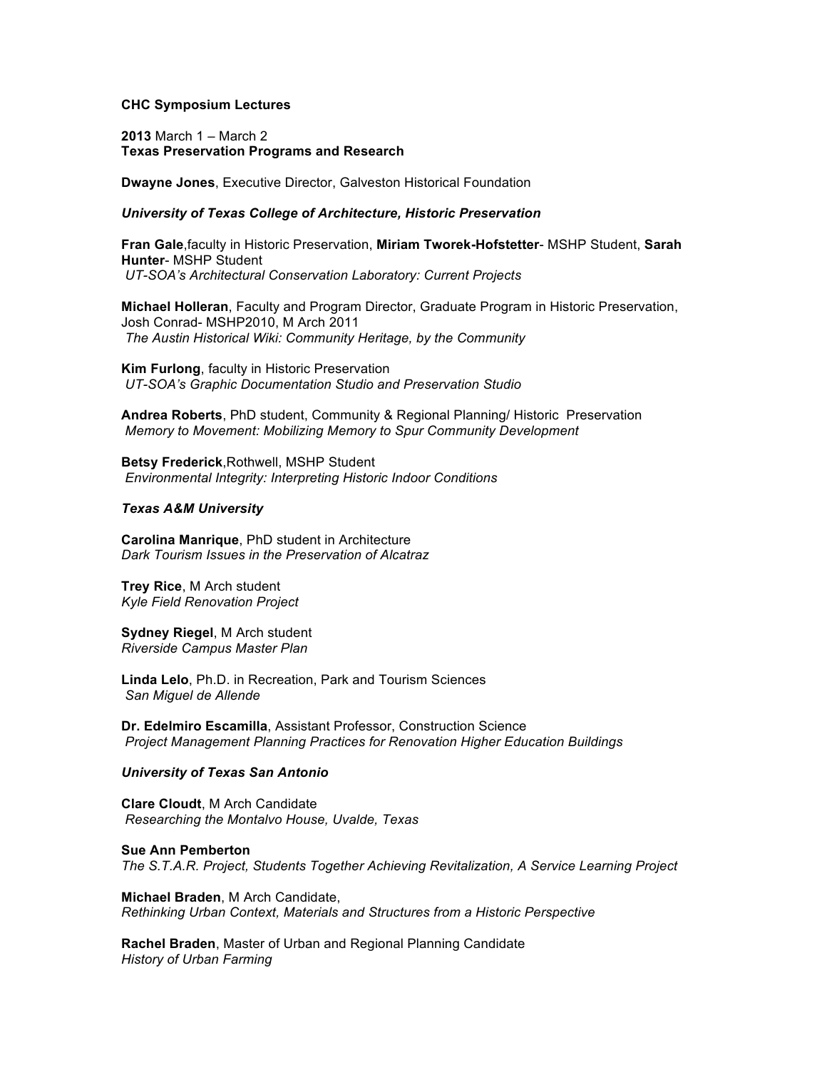**CHC Symposium Lectures**

**2013** March 1 – March 2
**Texas Preservation Programs and Research**

**Dwayne Jones**, Executive Director, Galveston Historical Foundation

***University of Texas College of Architecture, Historic Preservation***

**Fran Gale**,faculty in Historic Preservation, **Miriam Tworek-Hofstetter**- MSHP Student, **Sarah Hunter**- MSHP Student
*UT-SOA's Architectural Conservation Laboratory: Current Projects*

**Michael Holleran**, Faculty and Program Director, Graduate Program in Historic Preservation, Josh Conrad- MSHP2010, M Arch 2011
*The Austin Historical Wiki: Community Heritage, by the Community*

**Kim Furlong**, faculty in Historic Preservation
*UT-SOA's Graphic Documentation Studio and Preservation Studio*

**Andrea Roberts**, PhD student, Community & Regional Planning/ Historic Preservation
*Memory to Movement: Mobilizing Memory to Spur Community Development*

**Betsy Frederick**,Rothwell, MSHP Student
*Environmental Integrity: Interpreting Historic Indoor Conditions*

***Texas A&M University***

**Carolina Manrique**, PhD student in Architecture
*Dark Tourism Issues in the Preservation of Alcatraz*

**Trey Rice**, M Arch student
*Kyle Field Renovation Project*

**Sydney Riegel**, M Arch student
*Riverside Campus Master Plan*

**Linda Lelo**, Ph.D. in Recreation, Park and Tourism Sciences
*San Miguel de Allende*

**Dr. Edelmiro Escamilla**, Assistant Professor, Construction Science
*Project Management Planning Practices for Renovation Higher Education Buildings*

***University of Texas San Antonio***

**Clare Cloudt**, M Arch Candidate
*Researching the Montalvo House, Uvalde, Texas*

**Sue Ann Pemberton**
*The S.T.A.R. Project, Students Together Achieving Revitalization, A Service Learning Project*

**Michael Braden**, M Arch Candidate,
*Rethinking Urban Context, Materials and Structures from a Historic Perspective*

**Rachel Braden**, Master of Urban and Regional Planning Candidate
*History of Urban Farming*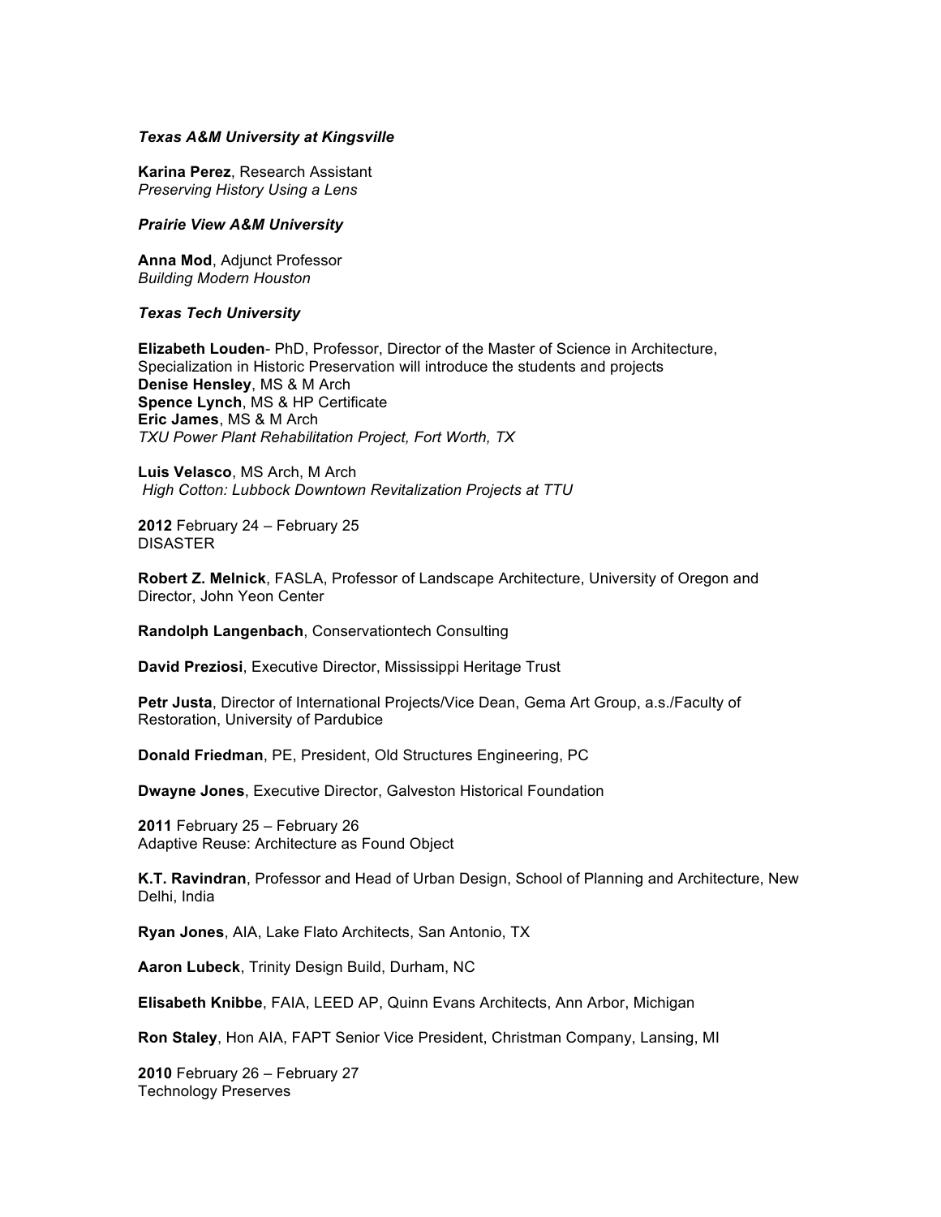***Texas A&M University at Kingsville***

**Karina Perez**, Research Assistant
*Preserving History Using a Lens*

***Prairie View A&M University***

**Anna Mod**, Adjunct Professor
*Building Modern Houston*

***Texas Tech University***

**Elizabeth Louden**- PhD, Professor, Director of the Master of Science in Architecture, Specialization in Historic Preservation will introduce the students and projects
**Denise Hensley**, MS & M Arch
**Spence Lynch**, MS & HP Certificate
**Eric James**, MS & M Arch
*TXU Power Plant Rehabilitation Project, Fort Worth, TX*

**Luis Velasco**, MS Arch, M Arch
*High Cotton: Lubbock Downtown Revitalization Projects at TTU*

**2012** February 24 – February 25
DISASTER

**Robert Z. Melnick**, FASLA, Professor of Landscape Architecture, University of Oregon and Director, John Yeon Center

**Randolph Langenbach**, Conservationtech Consulting

**David Preziosi**, Executive Director, Mississippi Heritage Trust

**Petr Justa**, Director of International Projects/Vice Dean, Gema Art Group, a.s./Faculty of Restoration, University of Pardubice

**Donald Friedman**, PE, President, Old Structures Engineering, PC

**Dwayne Jones**, Executive Director, Galveston Historical Foundation

**2011** February 25 – February 26
Adaptive Reuse: Architecture as Found Object

**K.T. Ravindran**, Professor and Head of Urban Design, School of Planning and Architecture, New Delhi, India

**Ryan Jones**, AIA, Lake Flato Architects, San Antonio, TX

**Aaron Lubeck**, Trinity Design Build, Durham, NC

**Elisabeth Knibbe**, FAIA, LEED AP, Quinn Evans Architects, Ann Arbor, Michigan

**Ron Staley**, Hon AIA, FAPT Senior Vice President, Christman Company, Lansing, MI

**2010** February 26 – February 27
Technology Preserves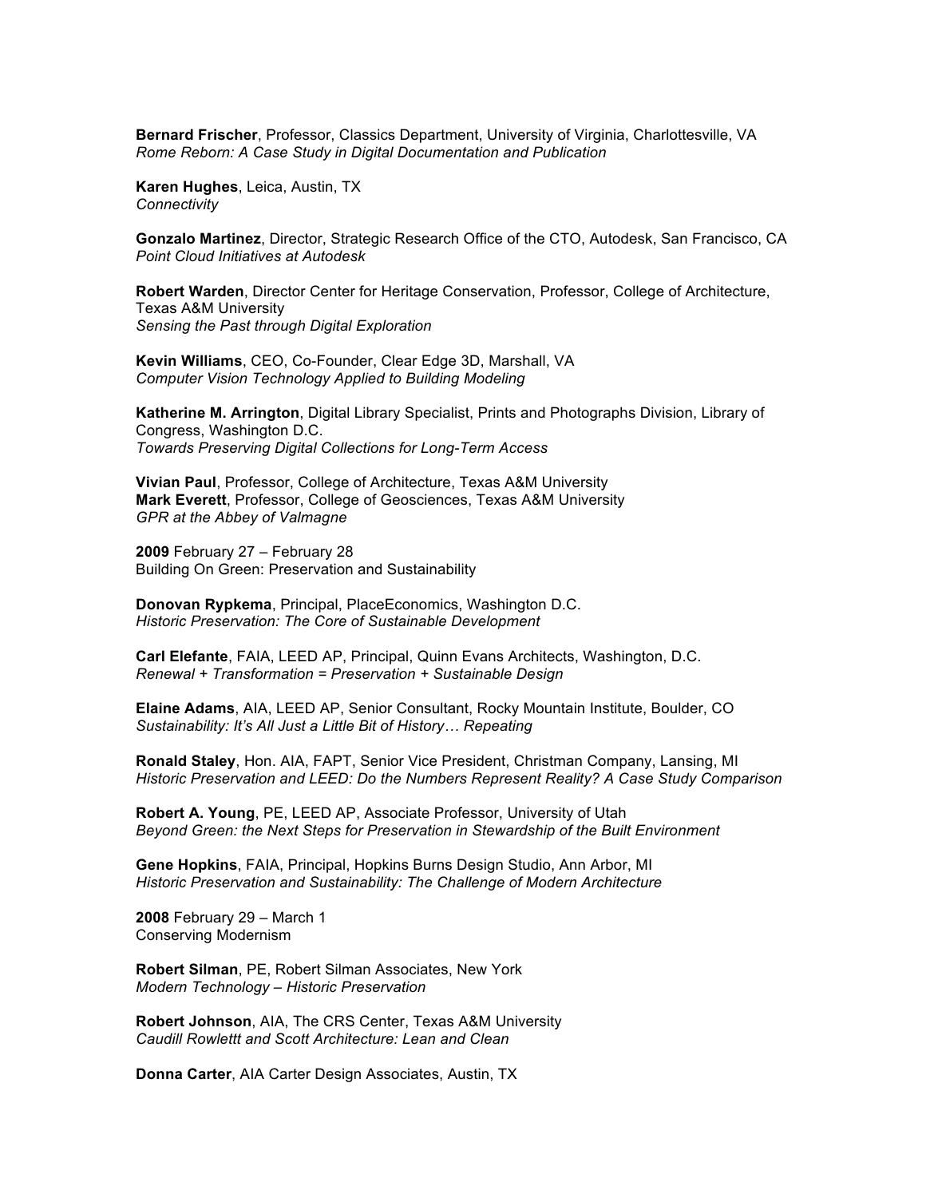**Bernard Frischer**, Professor, Classics Department, University of Virginia, Charlottesville, VA
*Rome Reborn: A Case Study in Digital Documentation and Publication*

**Karen Hughes**, Leica, Austin, TX
*Connectivity*

**Gonzalo Martinez**, Director, Strategic Research Office of the CTO, Autodesk, San Francisco, CA
*Point Cloud Initiatives at Autodesk*

**Robert Warden**, Director Center for Heritage Conservation, Professor, College of Architecture, Texas A&M University
*Sensing the Past through Digital Exploration*

**Kevin Williams**, CEO, Co-Founder, Clear Edge 3D, Marshall, VA
*Computer Vision Technology Applied to Building Modeling*

**Katherine M. Arrington**, Digital Library Specialist, Prints and Photographs Division, Library of Congress, Washington D.C.
*Towards Preserving Digital Collections for Long-Term Access*

**Vivian Paul**, Professor, College of Architecture, Texas A&M University
**Mark Everett**, Professor, College of Geosciences, Texas A&M University
*GPR at the Abbey of Valmagne*

**2009** February 27 – February 28
Building On Green: Preservation and Sustainability

**Donovan Rypkema**, Principal, PlaceEconomics, Washington D.C.
*Historic Preservation: The Core of Sustainable Development*

**Carl Elefante**, FAIA, LEED AP, Principal, Quinn Evans Architects, Washington, D.C.
*Renewal + Transformation = Preservation + Sustainable Design*

**Elaine Adams**, AIA, LEED AP, Senior Consultant, Rocky Mountain Institute, Boulder, CO
*Sustainability: It's All Just a Little Bit of History… Repeating*

**Ronald Staley**, Hon. AIA, FAPT, Senior Vice President, Christman Company, Lansing, MI
*Historic Preservation and LEED: Do the Numbers Represent Reality? A Case Study Comparison*

**Robert A. Young**, PE, LEED AP, Associate Professor, University of Utah
*Beyond Green: the Next Steps for Preservation in Stewardship of the Built Environment*

**Gene Hopkins**, FAIA, Principal, Hopkins Burns Design Studio, Ann Arbor, MI
*Historic Preservation and Sustainability: The Challenge of Modern Architecture*

**2008** February 29 – March 1
Conserving Modernism

**Robert Silman**, PE, Robert Silman Associates, New York
*Modern Technology – Historic Preservation*

**Robert Johnson**, AIA, The CRS Center, Texas A&M University
*Caudill Rowlettt and Scott Architecture: Lean and Clean*

**Donna Carter**, AIA Carter Design Associates, Austin, TX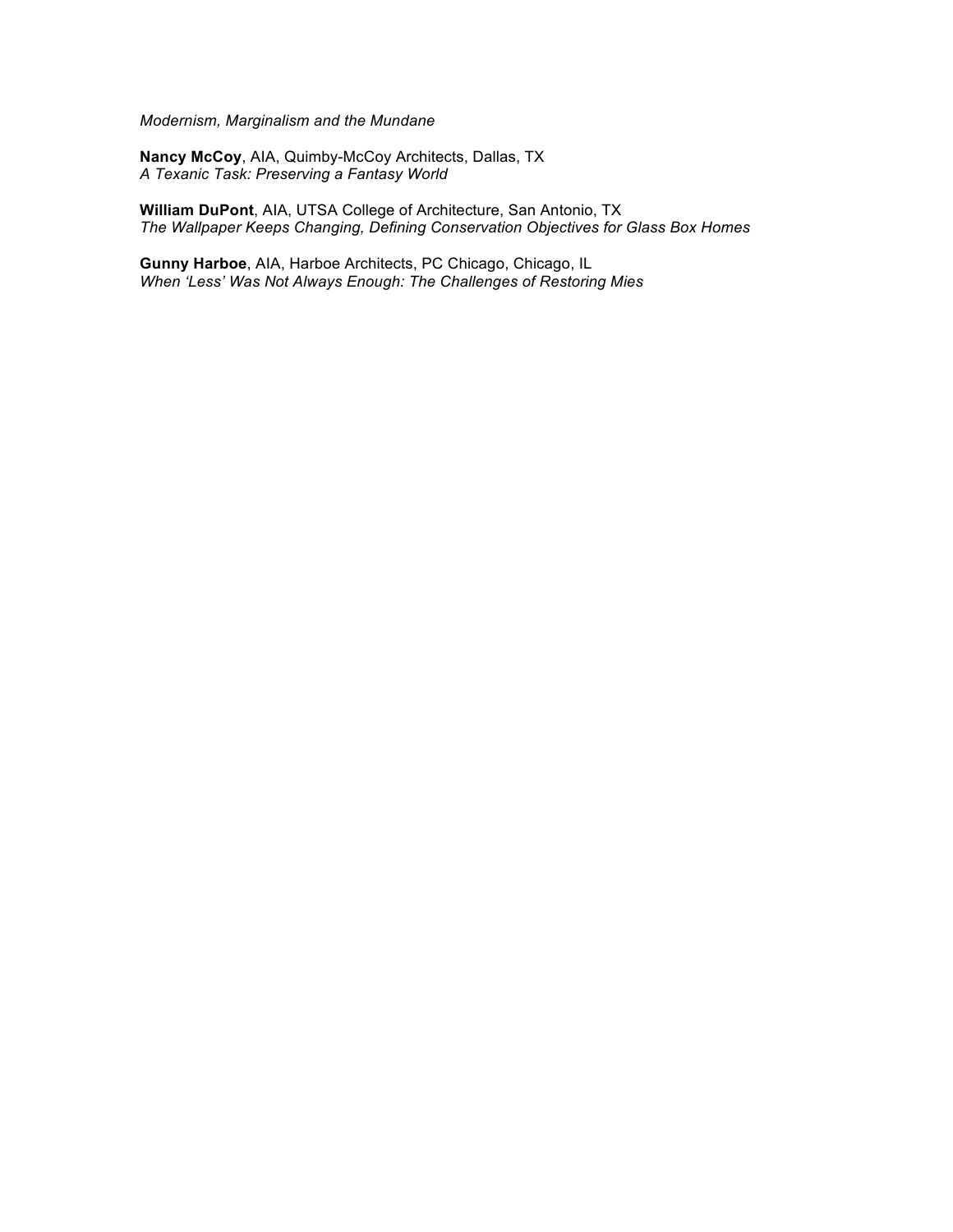*Modernism, Marginalism and the Mundane*

**Nancy McCoy**, AIA, Quimby-McCoy Architects, Dallas, TX
*A Texanic Task: Preserving a Fantasy World*

**William DuPont**, AIA, UTSA College of Architecture, San Antonio, TX
*The Wallpaper Keeps Changing, Defining Conservation Objectives for Glass Box Homes*

**Gunny Harboe**, AIA, Harboe Architects, PC Chicago, Chicago, IL
*When 'Less' Was Not Always Enough: The Challenges of Restoring Mies*